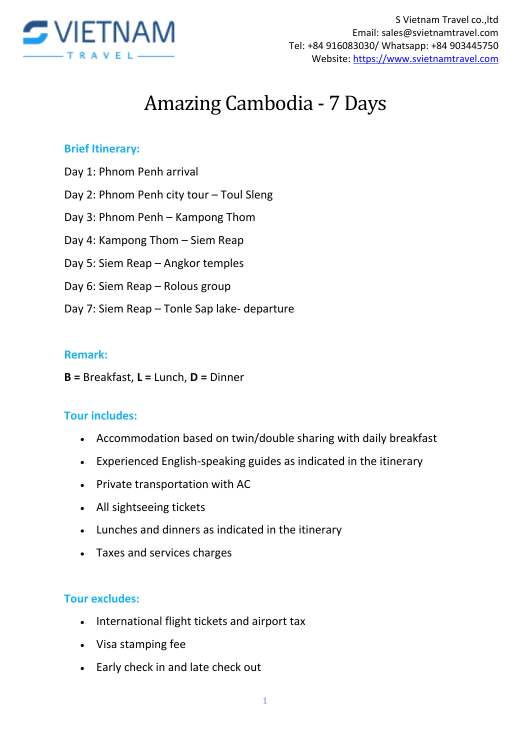S Vietnam Travel co.,ltd
Email: sales@svietnamtravel.com
Tel: +84 916083030/ Whatsapp: +84 903445750
Website: https://www.svietnamtravel.com

# Amazing Cambodia - 7 Days

## Brief Itinerary:

Day 1: Phnom Penh arrival

Day 2: Phnom Penh city tour – Toul Sleng

Day 3: Phnom Penh – Kampong Thom

Day 4: Kampong Thom – Siem Reap

Day 5: Siem Reap – Angkor temples

Day 6: Siem Reap – Rolous group

Day 7: Siem Reap – Tonle Sap lake- departure

## Remark:

**B =** Breakfast, **L =** Lunch, **D =** Dinner

## Tour includes:

- Accommodation based on twin/double sharing with daily breakfast
- Experienced English-speaking guides as indicated in the itinerary
- Private transportation with AC
- All sightseeing tickets
- Lunches and dinners as indicated in the itinerary
- Taxes and services charges

## Tour excludes:

- International flight tickets and airport tax
- Visa stamping fee
- Early check in and late check out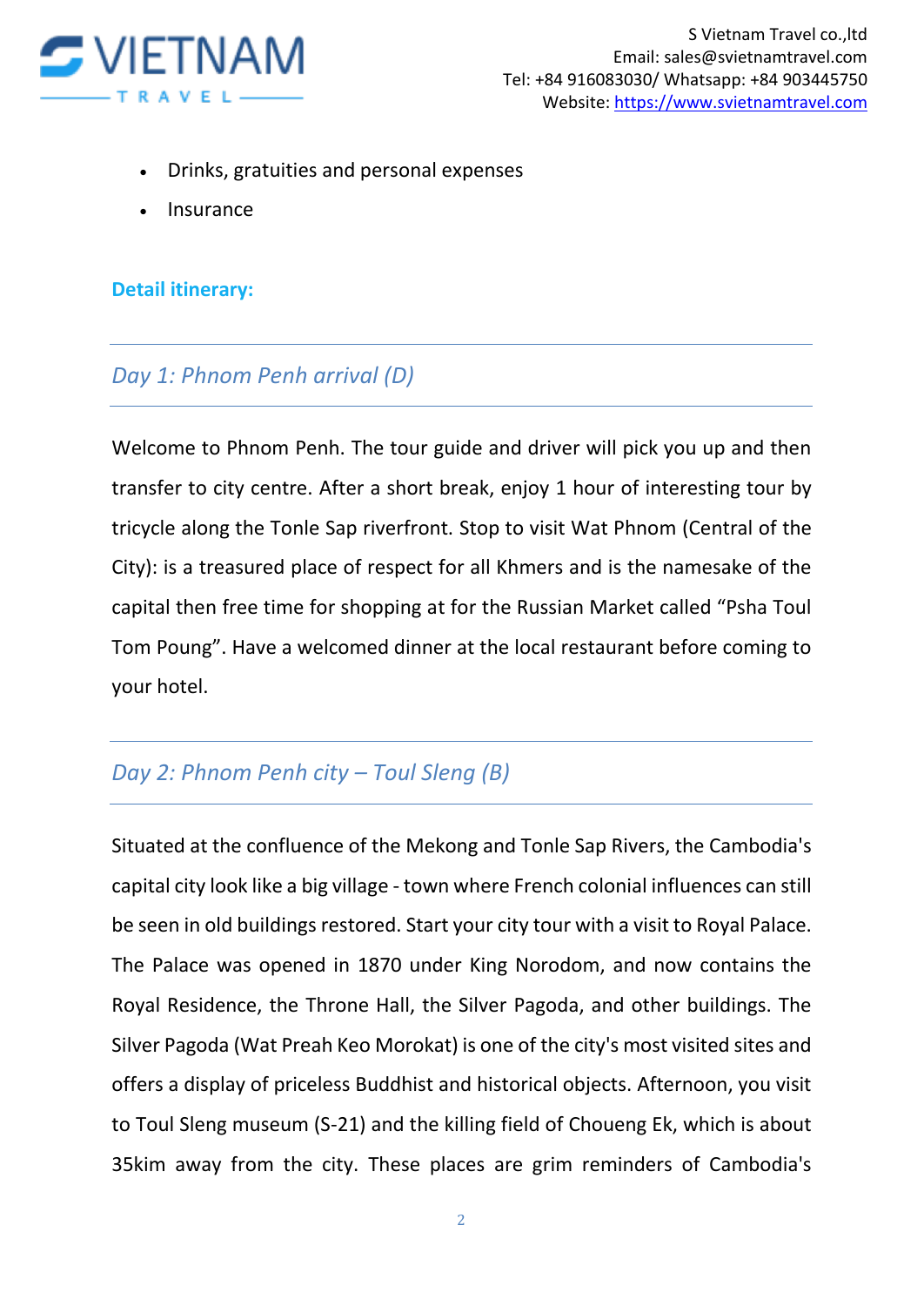- Drinks, gratuities and personal expenses
- Insurance

**Detail itinerary:**

## *Day 1: Phnom Penh arrival (D)*

Welcome to Phnom Penh. The tour guide and driver will pick you up and then transfer to city centre. After a short break, enjoy 1 hour of interesting tour by tricycle along the Tonle Sap riverfront. Stop to visit Wat Phnom (Central of the City): is a treasured place of respect for all Khmers and is the namesake of the capital then free time for shopping at for the Russian Market called "Psha Toul Tom Poung". Have a welcomed dinner at the local restaurant before coming to your hotel.

## *Day 2: Phnom Penh city – Toul Sleng (B)*

Situated at the confluence of the Mekong and Tonle Sap Rivers, the Cambodia's capital city look like a big village - town where French colonial influences can still be seen in old buildings restored. Start your city tour with a visit to Royal Palace. The Palace was opened in 1870 under King Norodom, and now contains the Royal Residence, the Throne Hall, the Silver Pagoda, and other buildings. The Silver Pagoda (Wat Preah Keo Morokat) is one of the city's most visited sites and offers a display of priceless Buddhist and historical objects. Afternoon, you visit to Toul Sleng museum (S-21) and the killing field of Choueng Ek, which is about 35kim away from the city. These places are grim reminders of Cambodia's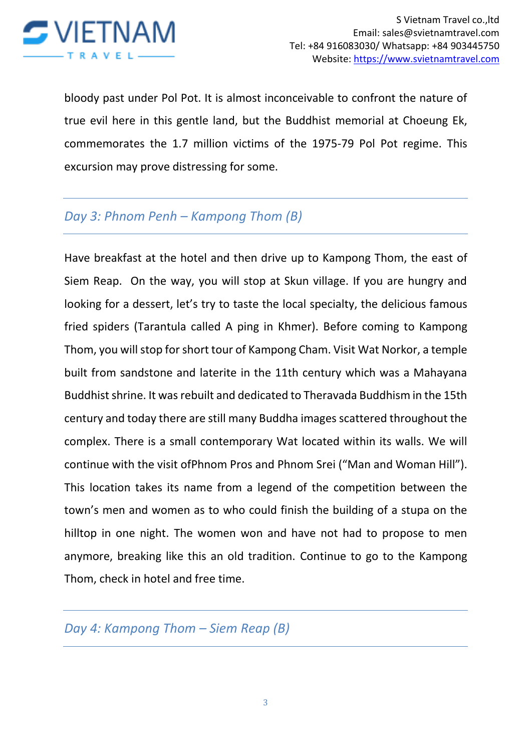bloody past under Pol Pot. It is almost inconceivable to confront the nature of true evil here in this gentle land, but the Buddhist memorial at Choeung Ek, commemorates the 1.7 million victims of the 1975-79 Pol Pot regime. This excursion may prove distressing for some.

## *Day 3: Phnom Penh – Kampong Thom (B)*

Have breakfast at the hotel and then drive up to Kampong Thom, the east of Siem Reap. On the way, you will stop at Skun village. If you are hungry and looking for a dessert, let's try to taste the local specialty, the delicious famous fried spiders (Tarantula called A ping in Khmer). Before coming to Kampong Thom, you will stop for short tour of Kampong Cham. Visit Wat Norkor, a temple built from sandstone and laterite in the 11th century which was a Mahayana Buddhist shrine. It was rebuilt and dedicated to Theravada Buddhism in the 15th century and today there are still many Buddha images scattered throughout the complex. There is a small contemporary Wat located within its walls. We will continue with the visit ofPhnom Pros and Phnom Srei ("Man and Woman Hill"). This location takes its name from a legend of the competition between the town's men and women as to who could finish the building of a stupa on the hilltop in one night. The women won and have not had to propose to men anymore, breaking like this an old tradition. Continue to go to the Kampong Thom, check in hotel and free time.

## *Day 4: Kampong Thom – Siem Reap (B)*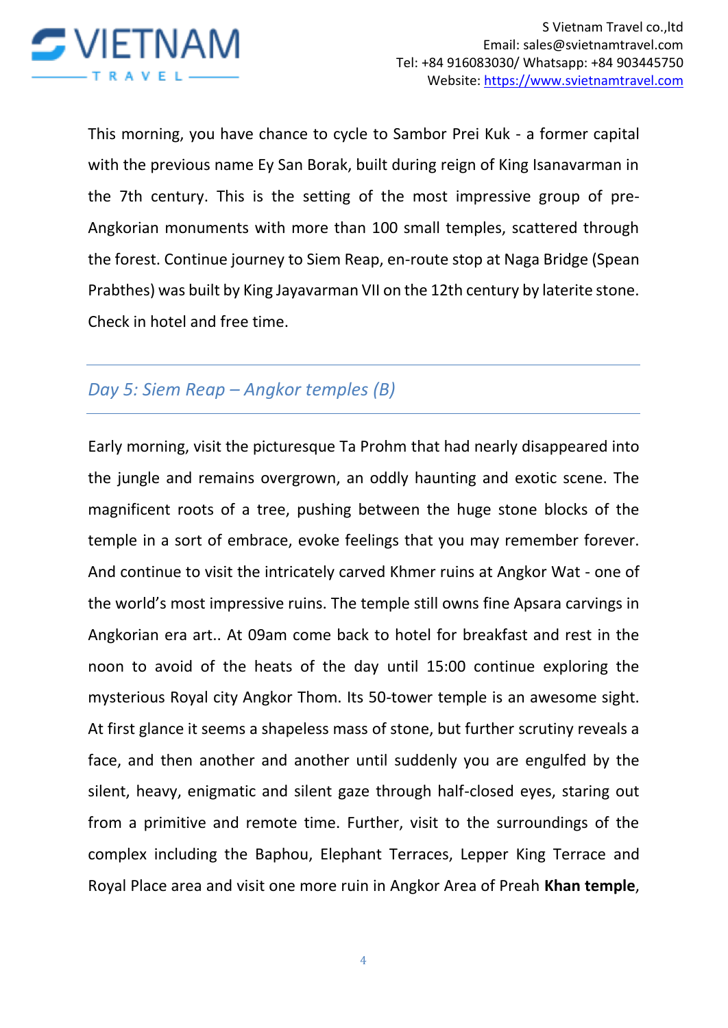This morning, you have chance to cycle to Sambor Prei Kuk - a former capital with the previous name Ey San Borak, built during reign of King Isanavarman in the 7th century. This is the setting of the most impressive group of pre-Angkorian monuments with more than 100 small temples, scattered through the forest. Continue journey to Siem Reap, en-route stop at Naga Bridge (Spean Prabthes) was built by King Jayavarman VII on the 12th century by laterite stone. Check in hotel and free time.

## *Day 5: Siem Reap – Angkor temples (B)*

Early morning, visit the picturesque Ta Prohm that had nearly disappeared into the jungle and remains overgrown, an oddly haunting and exotic scene. The magnificent roots of a tree, pushing between the huge stone blocks of the temple in a sort of embrace, evoke feelings that you may remember forever. And continue to visit the intricately carved Khmer ruins at Angkor Wat - one of the world's most impressive ruins. The temple still owns fine Apsara carvings in Angkorian era art.. At 09am come back to hotel for breakfast and rest in the noon to avoid of the heats of the day until 15:00 continue exploring the mysterious Royal city Angkor Thom. Its 50-tower temple is an awesome sight. At first glance it seems a shapeless mass of stone, but further scrutiny reveals a face, and then another and another until suddenly you are engulfed by the silent, heavy, enigmatic and silent gaze through half-closed eyes, staring out from a primitive and remote time. Further, visit to the surroundings of the complex including the Baphou, Elephant Terraces, Lepper King Terrace and Royal Place area and visit one more ruin in Angkor Area of Preah **Khan temple**,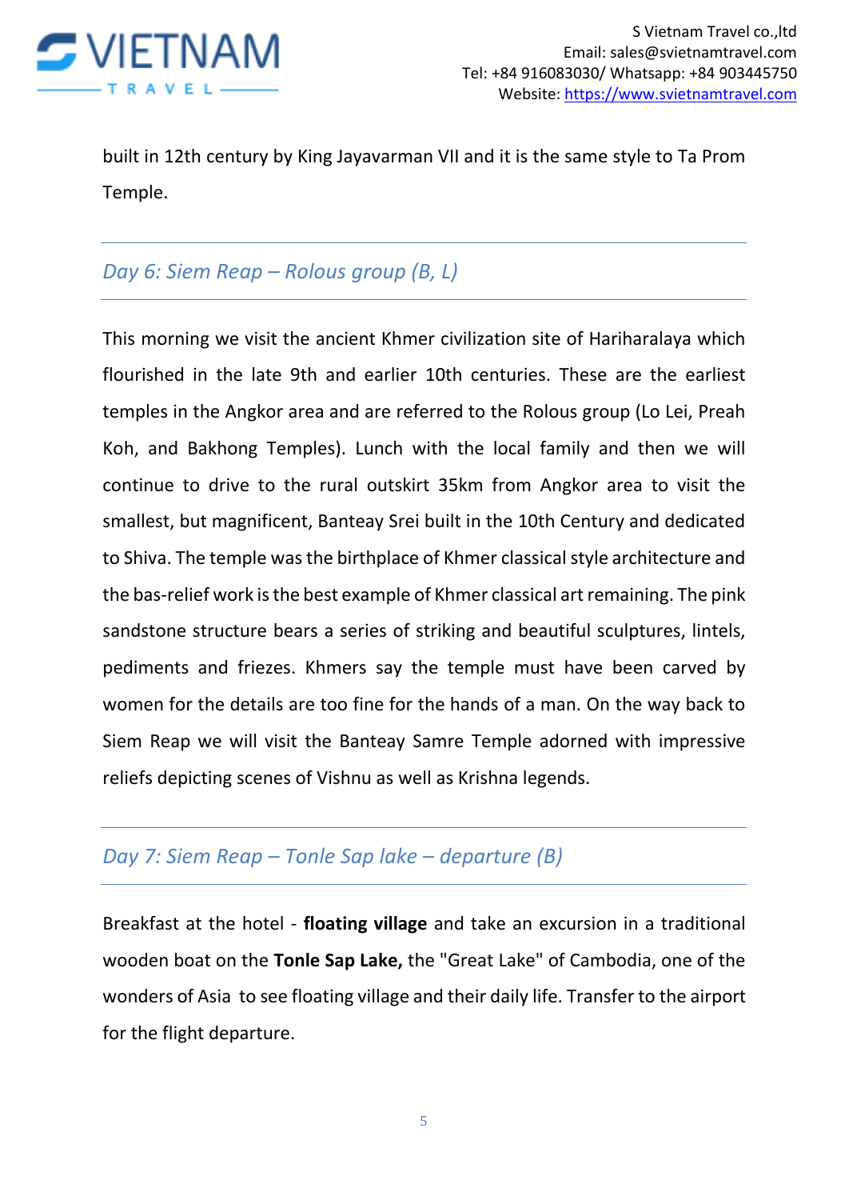built in 12th century by King Jayavarman VII and it is the same style to Ta Prom Temple.

## *Day 6: Siem Reap – Rolous group (B, L)*

This morning we visit the ancient Khmer civilization site of Hariharalaya which flourished in the late 9th and earlier 10th centuries. These are the earliest temples in the Angkor area and are referred to the Rolous group (Lo Lei, Preah Koh, and Bakhong Temples). Lunch with the local family and then we will continue to drive to the rural outskirt 35km from Angkor area to visit the smallest, but magnificent, Banteay Srei built in the 10th Century and dedicated to Shiva. The temple was the birthplace of Khmer classical style architecture and the bas-relief work is the best example of Khmer classical art remaining. The pink sandstone structure bears a series of striking and beautiful sculptures, lintels, pediments and friezes. Khmers say the temple must have been carved by women for the details are too fine for the hands of a man. On the way back to Siem Reap we will visit the Banteay Samre Temple adorned with impressive reliefs depicting scenes of Vishnu as well as Krishna legends.

## *Day 7: Siem Reap – Tonle Sap lake – departure (B)*

Breakfast at the hotel - **floating village** and take an excursion in a traditional wooden boat on the **Tonle Sap Lake,** the "Great Lake" of Cambodia, one of the wonders of Asia to see floating village and their daily life. Transfer to the airport for the flight departure.